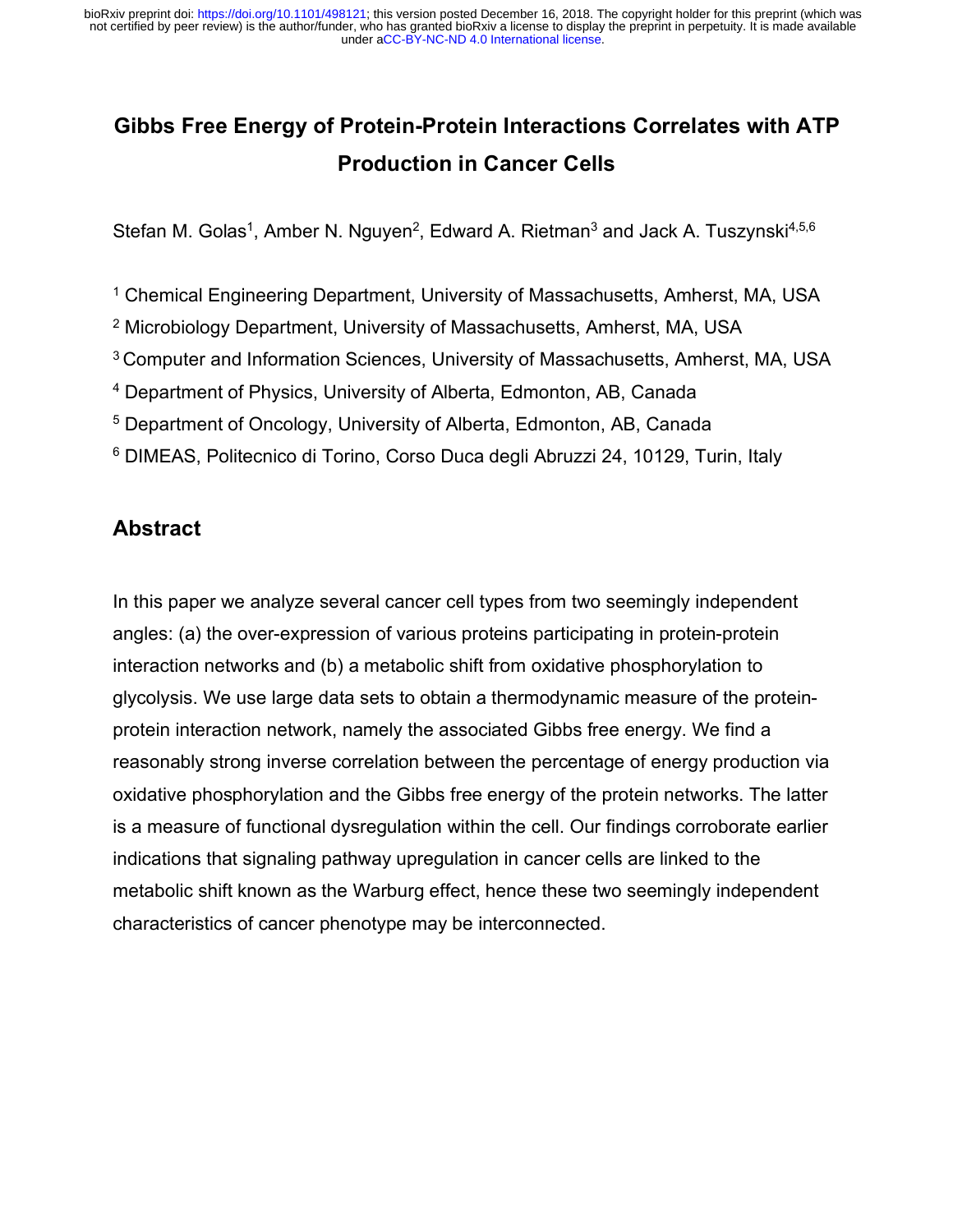# Gibbs Free Energy of Protein-Protein Interactions Correlates with ATP Production in Cancer Cells

Stefan M. Golas[1], Amber N. Nguyen[2], Edward A. Rietman[3] and Jack A. Tuszynski[4,5,6]

[1] Chemical Engineering Department, University of Massachusetts, Amherst, MA, USA

[2] Microbiology Department, University of Massachusetts, Amherst, MA, USA

[3] Computer and Information Sciences, University of Massachusetts, Amherst, MA, USA

[4] Department of Physics, University of Alberta, Edmonton, AB, Canada

[5] Department of Oncology, University of Alberta, Edmonton, AB, Canada

[6] DIMEAS, Politecnico di Torino, Corso Duca degli Abruzzi 24, 10129, Turin, Italy

## Abstract

In this paper we analyze several cancer cell types from two seemingly independent angles: (a) the over-expression of various proteins participating in protein-protein interaction networks and (b) a metabolic shift from oxidative phosphorylation to glycolysis. We use large data sets to obtain a thermodynamic measure of the protein-protein interaction network, namely the associated Gibbs free energy. We find a reasonably strong inverse correlation between the percentage of energy production via oxidative phosphorylation and the Gibbs free energy of the protein networks. The latter is a measure of functional dysregulation within the cell. Our findings corroborate earlier indications that signaling pathway upregulation in cancer cells are linked to the metabolic shift known as the Warburg effect, hence these two seemingly independent characteristics of cancer phenotype may be interconnected.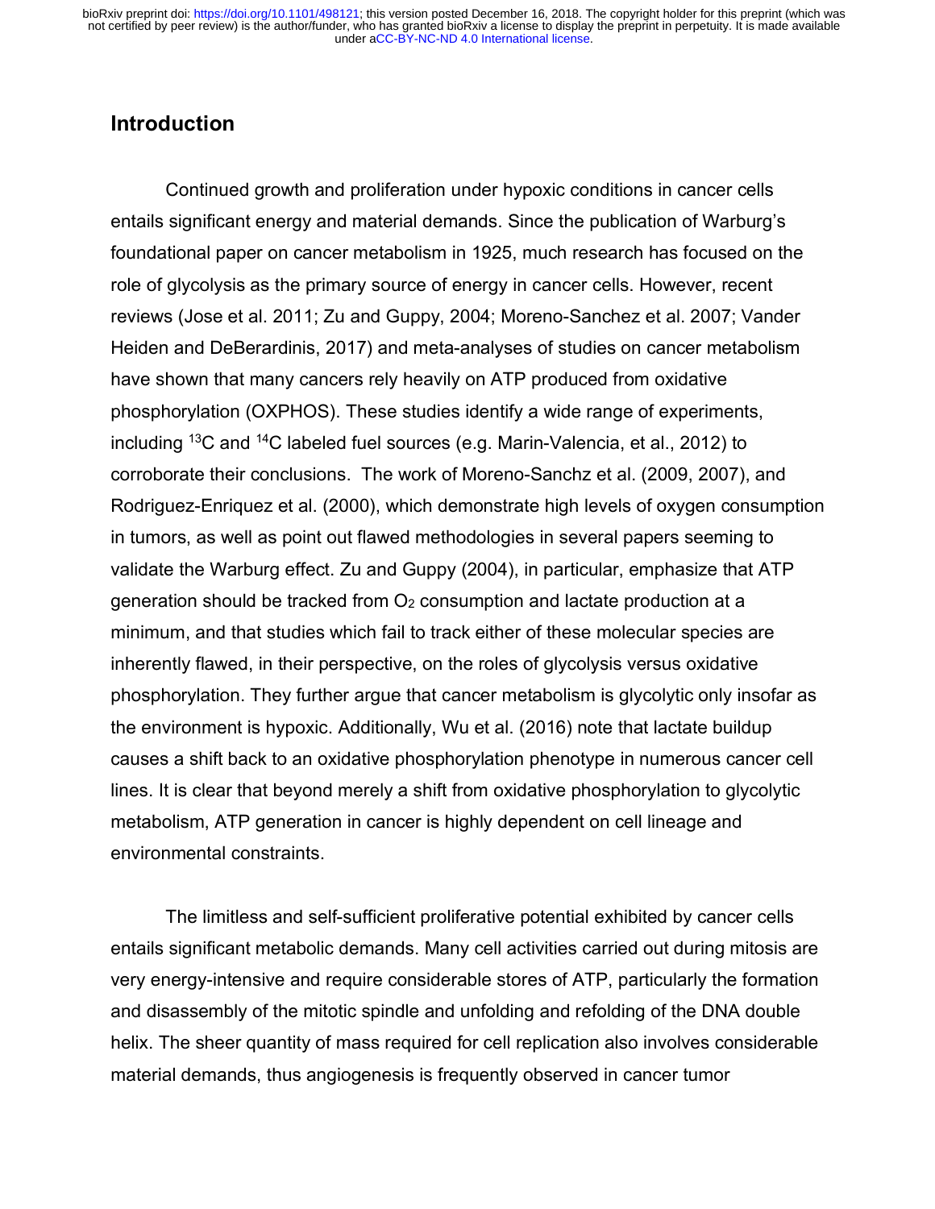## Introduction

Continued growth and proliferation under hypoxic conditions in cancer cells entails significant energy and material demands. Since the publication of Warburg's foundational paper on cancer metabolism in 1925, much research has focused on the role of glycolysis as the primary source of energy in cancer cells. However, recent reviews (Jose et al. 2011; Zu and Guppy, 2004; Moreno-Sanchez et al. 2007; Vander Heiden and DeBerardinis, 2017) and meta-analyses of studies on cancer metabolism have shown that many cancers rely heavily on ATP produced from oxidative phosphorylation (OXPHOS). These studies identify a wide range of experiments, including $^{13}C$ and $^{14}C$ labeled fuel sources (e.g. Marin-Valencia, et al., 2012) to corroborate their conclusions. The work of Moreno-Sanchz et al. (2009, 2007), and Rodriguez-Enriquez et al. (2000), which demonstrate high levels of oxygen consumption in tumors, as well as point out flawed methodologies in several papers seeming to validate the Warburg effect. Zu and Guppy (2004), in particular, emphasize that ATP generation should be tracked from $O_2$ consumption and lactate production at a minimum, and that studies which fail to track either of these molecular species are inherently flawed, in their perspective, on the roles of glycolysis versus oxidative phosphorylation. They further argue that cancer metabolism is glycolytic only insofar as the environment is hypoxic. Additionally, Wu et al. (2016) note that lactate buildup causes a shift back to an oxidative phosphorylation phenotype in numerous cancer cell lines. It is clear that beyond merely a shift from oxidative phosphorylation to glycolytic metabolism, ATP generation in cancer is highly dependent on cell lineage and environmental constraints.

The limitless and self-sufficient proliferative potential exhibited by cancer cells entails significant metabolic demands. Many cell activities carried out during mitosis are very energy-intensive and require considerable stores of ATP, particularly the formation and disassembly of the mitotic spindle and unfolding and refolding of the DNA double helix. The sheer quantity of mass required for cell replication also involves considerable material demands, thus angiogenesis is frequently observed in cancer tumor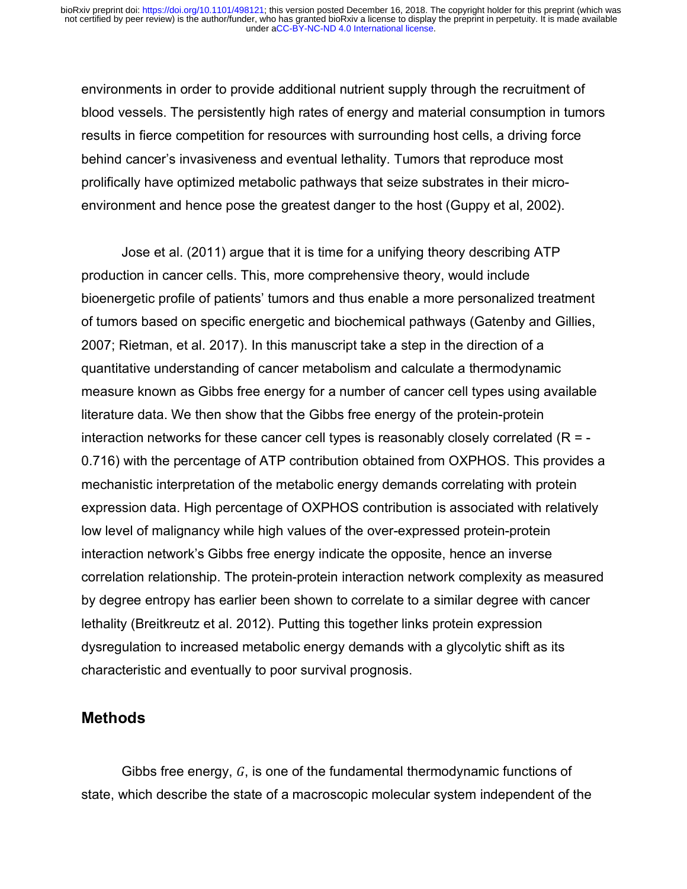environments in order to provide additional nutrient supply through the recruitment of blood vessels. The persistently high rates of energy and material consumption in tumors results in fierce competition for resources with surrounding host cells, a driving force behind cancer's invasiveness and eventual lethality. Tumors that reproduce most prolifically have optimized metabolic pathways that seize substrates in their micro-environment and hence pose the greatest danger to the host (Guppy et al, 2002).

Jose et al. (2011) argue that it is time for a unifying theory describing ATP production in cancer cells. This, more comprehensive theory, would include bioenergetic profile of patients' tumors and thus enable a more personalized treatment of tumors based on specific energetic and biochemical pathways (Gatenby and Gillies, 2007; Rietman, et al. 2017). In this manuscript take a step in the direction of a quantitative understanding of cancer metabolism and calculate a thermodynamic measure known as Gibbs free energy for a number of cancer cell types using available literature data. We then show that the Gibbs free energy of the protein-protein interaction networks for these cancer cell types is reasonably closely correlated ($R = -0.716$) with the percentage of ATP contribution obtained from OXPHOS. This provides a mechanistic interpretation of the metabolic energy demands correlating with protein expression data. High percentage of OXPHOS contribution is associated with relatively low level of malignancy while high values of the over-expressed protein-protein interaction network's Gibbs free energy indicate the opposite, hence an inverse correlation relationship. The protein-protein interaction network complexity as measured by degree entropy has earlier been shown to correlate to a similar degree with cancer lethality (Breitkreutz et al. 2012). Putting this together links protein expression dysregulation to increased metabolic energy demands with a glycolytic shift as its characteristic and eventually to poor survival prognosis.

## Methods

Gibbs free energy, $G$, is one of the fundamental thermodynamic functions of state, which describe the state of a macroscopic molecular system independent of the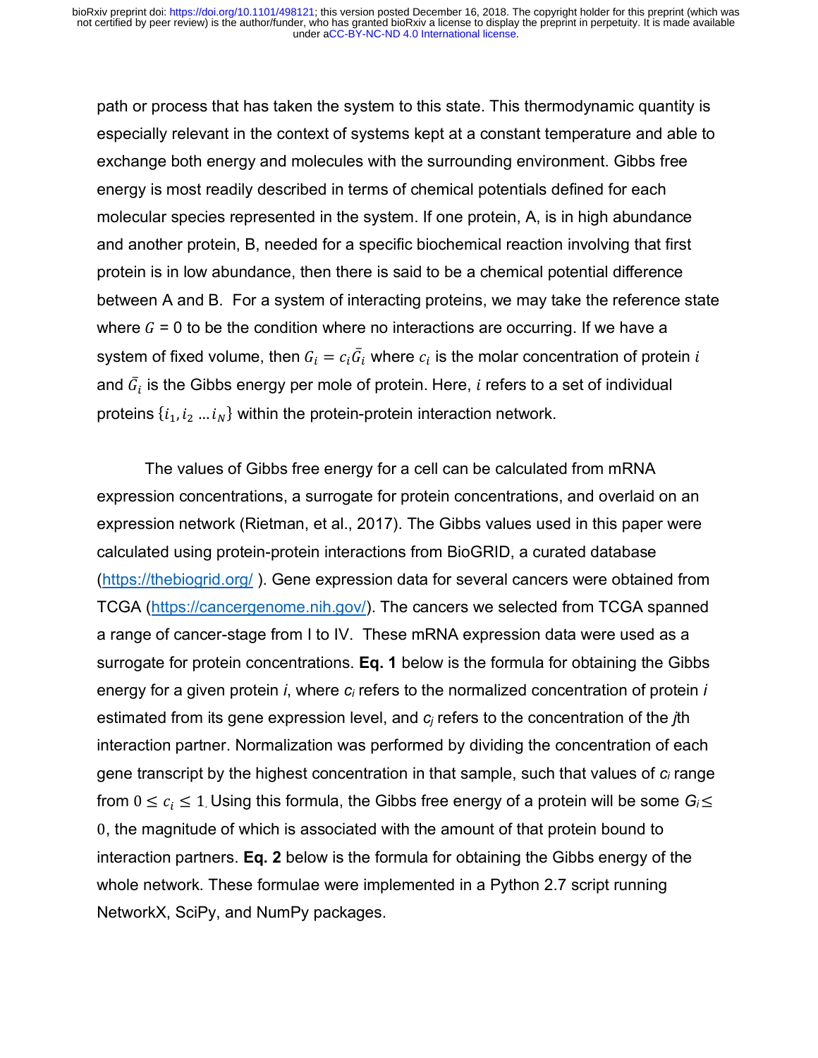path or process that has taken the system to this state. This thermodynamic quantity is especially relevant in the context of systems kept at a constant temperature and able to exchange both energy and molecules with the surrounding environment. Gibbs free energy is most readily described in terms of chemical potentials defined for each molecular species represented in the system. If one protein, A, is in high abundance and another protein, B, needed for a specific biochemical reaction involving that first protein is in low abundance, then there is said to be a chemical potential difference between A and B. For a system of interacting proteins, we may take the reference state where $G$ = 0 to be the condition where no interactions are occurring. If we have a system of fixed volume, then $G_i = c_i\bar{G}_i$ where $c_i$ is the molar concentration of protein $i$ and $\bar{G}_i$ is the Gibbs energy per mole of protein. Here, $i$ refers to a set of individual proteins $\{i_1, i_2 \ldots i_N\}$ within the protein-protein interaction network.

The values of Gibbs free energy for a cell can be calculated from mRNA expression concentrations, a surrogate for protein concentrations, and overlaid on an expression network (Rietman, et al., 2017). The Gibbs values used in this paper were calculated using protein-protein interactions from BioGRID, a curated database (https://thebiogrid.org/ ). Gene expression data for several cancers were obtained from TCGA (https://cancergenome.nih.gov/). The cancers we selected from TCGA spanned a range of cancer-stage from I to IV. These mRNA expression data were used as a surrogate for protein concentrations. **Eq. 1** below is the formula for obtaining the Gibbs energy for a given protein *i*, where $c_i$ refers to the normalized concentration of protein *i* estimated from its gene expression level, and $c_j$ refers to the concentration of the *j*th interaction partner. Normalization was performed by dividing the concentration of each gene transcript by the highest concentration in that sample, such that values of $c_i$ range from $0 \leq c_i \leq 1$. Using this formula, the Gibbs free energy of a protein will be some $G_i \leq 0$, the magnitude of which is associated with the amount of that protein bound to interaction partners. **Eq. 2** below is the formula for obtaining the Gibbs energy of the whole network. These formulae were implemented in a Python 2.7 script running NetworkX, SciPy, and NumPy packages.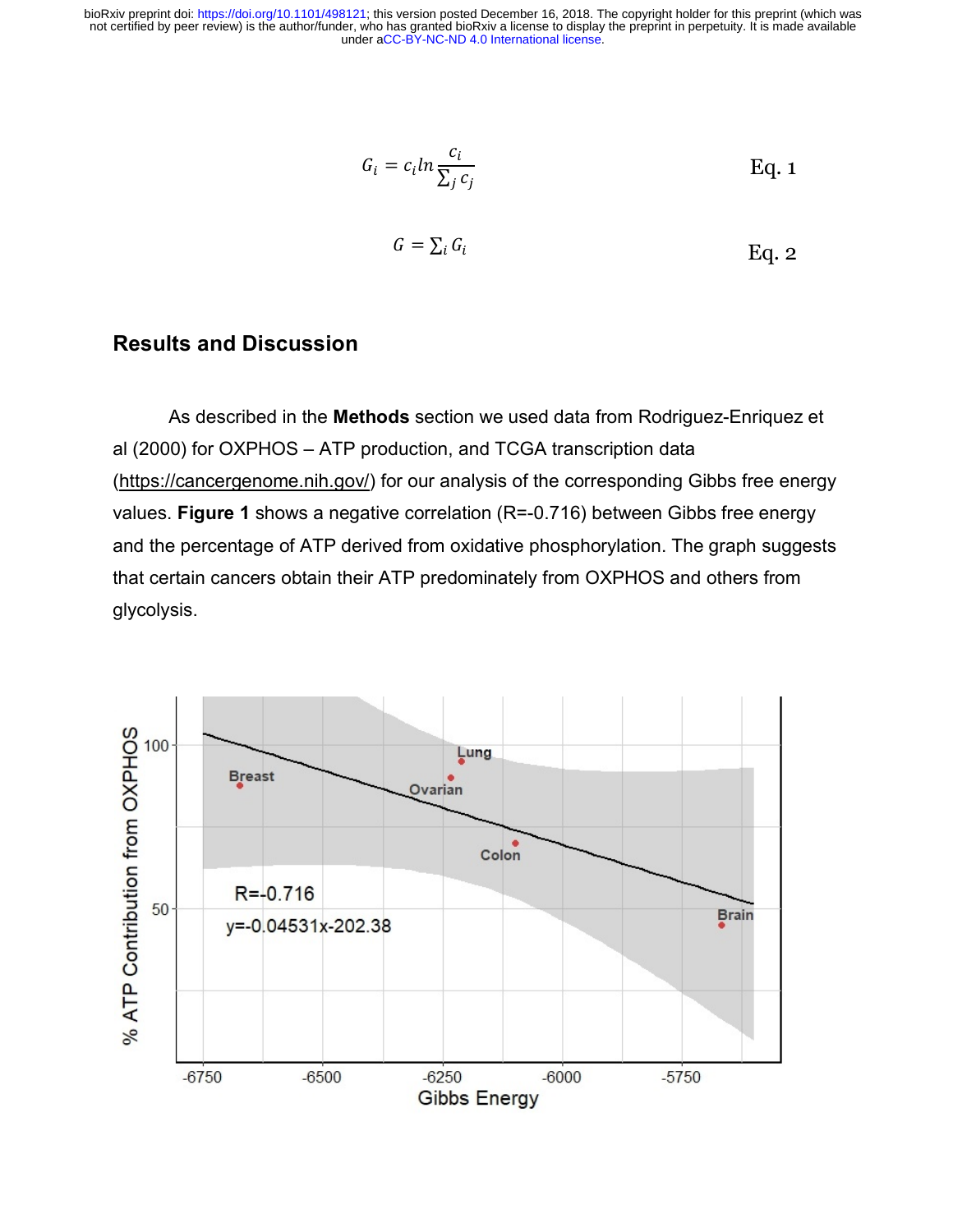$$G_i = c_i ln \frac{c_i}{\sum_j c_j} \qquad \text{Eq. 1}$$

$$G = \sum_i G_i \qquad \text{Eq. 2}$$

## Results and Discussion

As described in the **Methods** section we used data from Rodriguez-Enriquez et al (2000) for OXPHOS – ATP production, and TCGA transcription data (https://cancergenome.nih.gov/) for our analysis of the corresponding Gibbs free energy values. **Figure 1** shows a negative correlation (R=-0.716) between Gibbs free energy and the percentage of ATP derived from oxidative phosphorylation. The graph suggests that certain cancers obtain their ATP predominately from OXPHOS and others from glycolysis.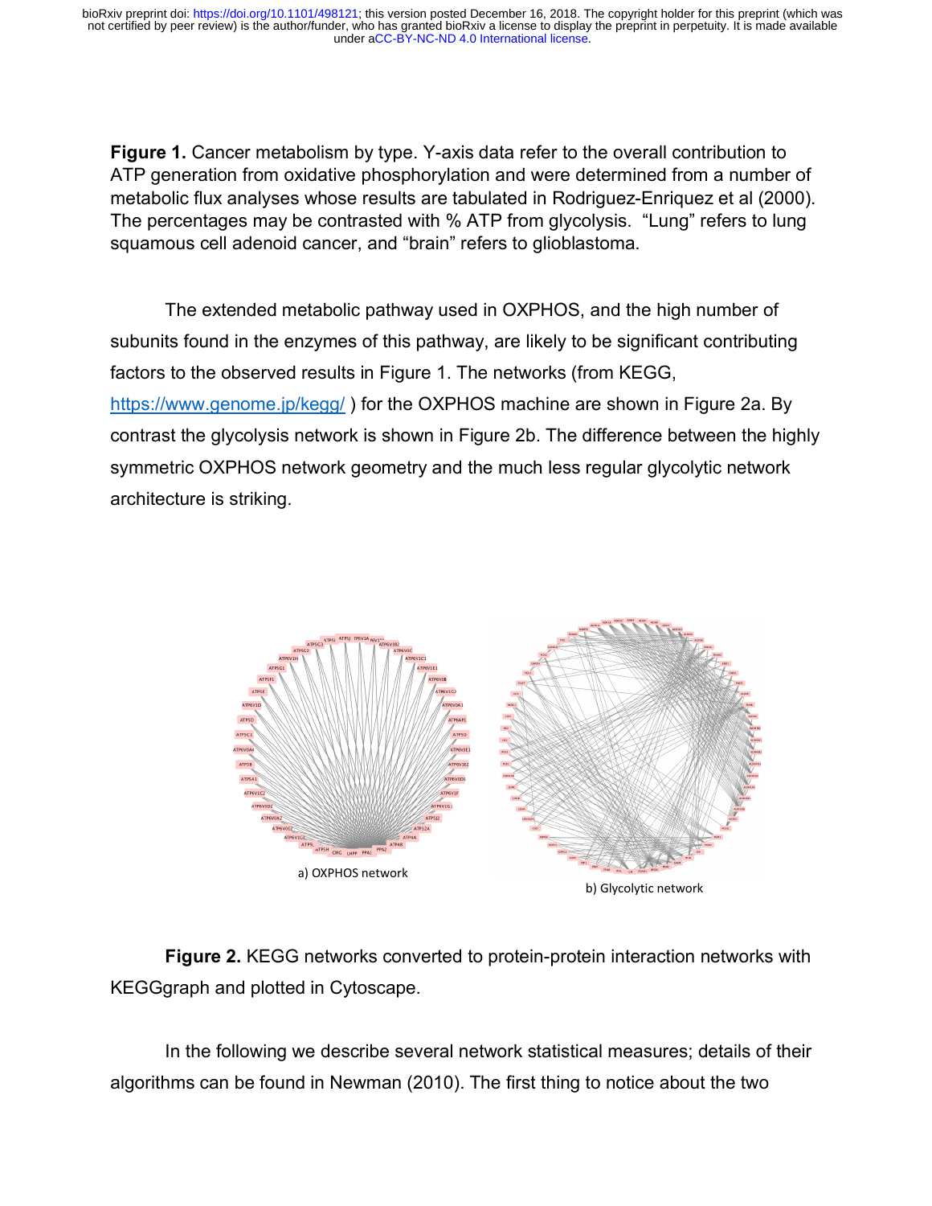**Figure 1.** Cancer metabolism by type. Y-axis data refer to the overall contribution to ATP generation from oxidative phosphorylation and were determined from a number of metabolic flux analyses whose results are tabulated in Rodriguez-Enriquez et al (2000). The percentages may be contrasted with % ATP from glycolysis. "Lung" refers to lung squamous cell adenoid cancer, and "brain" refers to glioblastoma.

The extended metabolic pathway used in OXPHOS, and the high number of subunits found in the enzymes of this pathway, are likely to be significant contributing factors to the observed results in Figure 1. The networks (from KEGG, https://www.genome.jp/kegg/ ) for the OXPHOS machine are shown in Figure 2a. By contrast the glycolysis network is shown in Figure 2b. The difference between the highly symmetric OXPHOS network geometry and the much less regular glycolytic network architecture is striking.

a) OXPHOS network

b) Glycolytic network

**Figure 2.** KEGG networks converted to protein-protein interaction networks with KEGGgraph and plotted in Cytoscape.

In the following we describe several network statistical measures; details of their algorithms can be found in Newman (2010). The first thing to notice about the two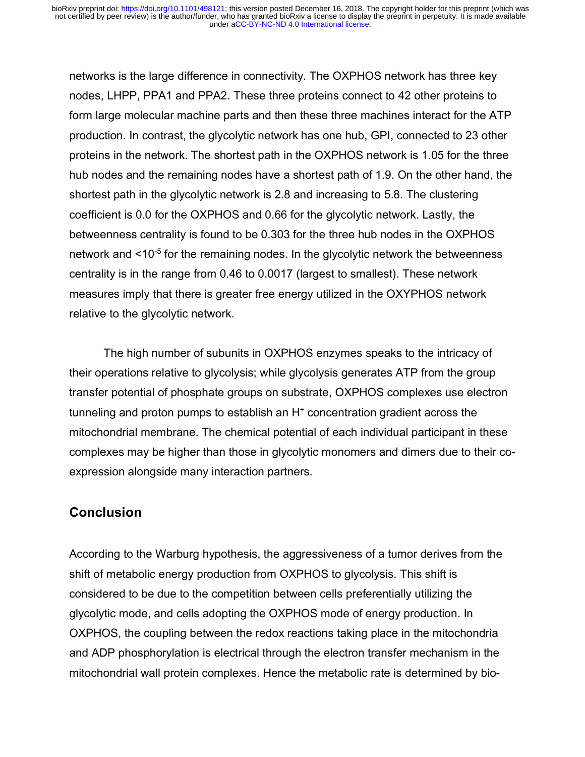networks is the large difference in connectivity. The OXPHOS network has three key nodes, LHPP, PPA1 and PPA2. These three proteins connect to 42 other proteins to form large molecular machine parts and then these three machines interact for the ATP production. In contrast, the glycolytic network has one hub, GPI, connected to 23 other proteins in the network. The shortest path in the OXPHOS network is 1.05 for the three hub nodes and the remaining nodes have a shortest path of 1.9. On the other hand, the shortest path in the glycolytic network is 2.8 and increasing to 5.8. The clustering coefficient is 0.0 for the OXPHOS and 0.66 for the glycolytic network. Lastly, the betweenness centrality is found to be 0.303 for the three hub nodes in the OXPHOS network and $<10^{-5}$ for the remaining nodes. In the glycolytic network the betweenness centrality is in the range from 0.46 to 0.0017 (largest to smallest). These network measures imply that there is greater free energy utilized in the OXYPHOS network relative to the glycolytic network.

The high number of subunits in OXPHOS enzymes speaks to the intricacy of their operations relative to glycolysis; while glycolysis generates ATP from the group transfer potential of phosphate groups on substrate, OXPHOS complexes use electron tunneling and proton pumps to establish an $H^+$ concentration gradient across the mitochondrial membrane. The chemical potential of each individual participant in these complexes may be higher than those in glycolytic monomers and dimers due to their co-expression alongside many interaction partners.

## Conclusion

According to the Warburg hypothesis, the aggressiveness of a tumor derives from the shift of metabolic energy production from OXPHOS to glycolysis. This shift is considered to be due to the competition between cells preferentially utilizing the glycolytic mode, and cells adopting the OXPHOS mode of energy production. In OXPHOS, the coupling between the redox reactions taking place in the mitochondria and ADP phosphorylation is electrical through the electron transfer mechanism in the mitochondrial wall protein complexes. Hence the metabolic rate is determined by bio-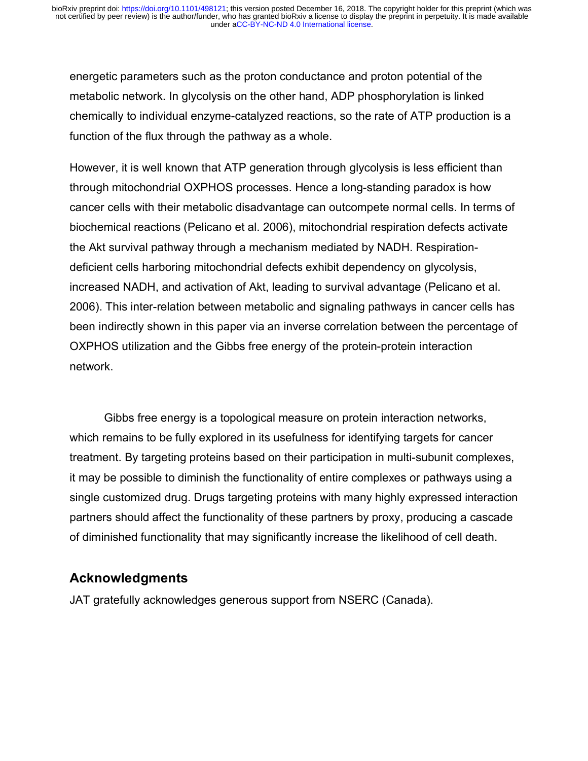energetic parameters such as the proton conductance and proton potential of the metabolic network. In glycolysis on the other hand, ADP phosphorylation is linked chemically to individual enzyme-catalyzed reactions, so the rate of ATP production is a function of the flux through the pathway as a whole.

However, it is well known that ATP generation through glycolysis is less efficient than through mitochondrial OXPHOS processes. Hence a long-standing paradox is how cancer cells with their metabolic disadvantage can outcompete normal cells. In terms of biochemical reactions (Pelicano et al. 2006), mitochondrial respiration defects activate the Akt survival pathway through a mechanism mediated by NADH. Respiration-deficient cells harboring mitochondrial defects exhibit dependency on glycolysis, increased NADH, and activation of Akt, leading to survival advantage (Pelicano et al. 2006). This inter-relation between metabolic and signaling pathways in cancer cells has been indirectly shown in this paper via an inverse correlation between the percentage of OXPHOS utilization and the Gibbs free energy of the protein-protein interaction network.

Gibbs free energy is a topological measure on protein interaction networks, which remains to be fully explored in its usefulness for identifying targets for cancer treatment. By targeting proteins based on their participation in multi-subunit complexes, it may be possible to diminish the functionality of entire complexes or pathways using a single customized drug. Drugs targeting proteins with many highly expressed interaction partners should affect the functionality of these partners by proxy, producing a cascade of diminished functionality that may significantly increase the likelihood of cell death.

## Acknowledgments

JAT gratefully acknowledges generous support from NSERC (Canada).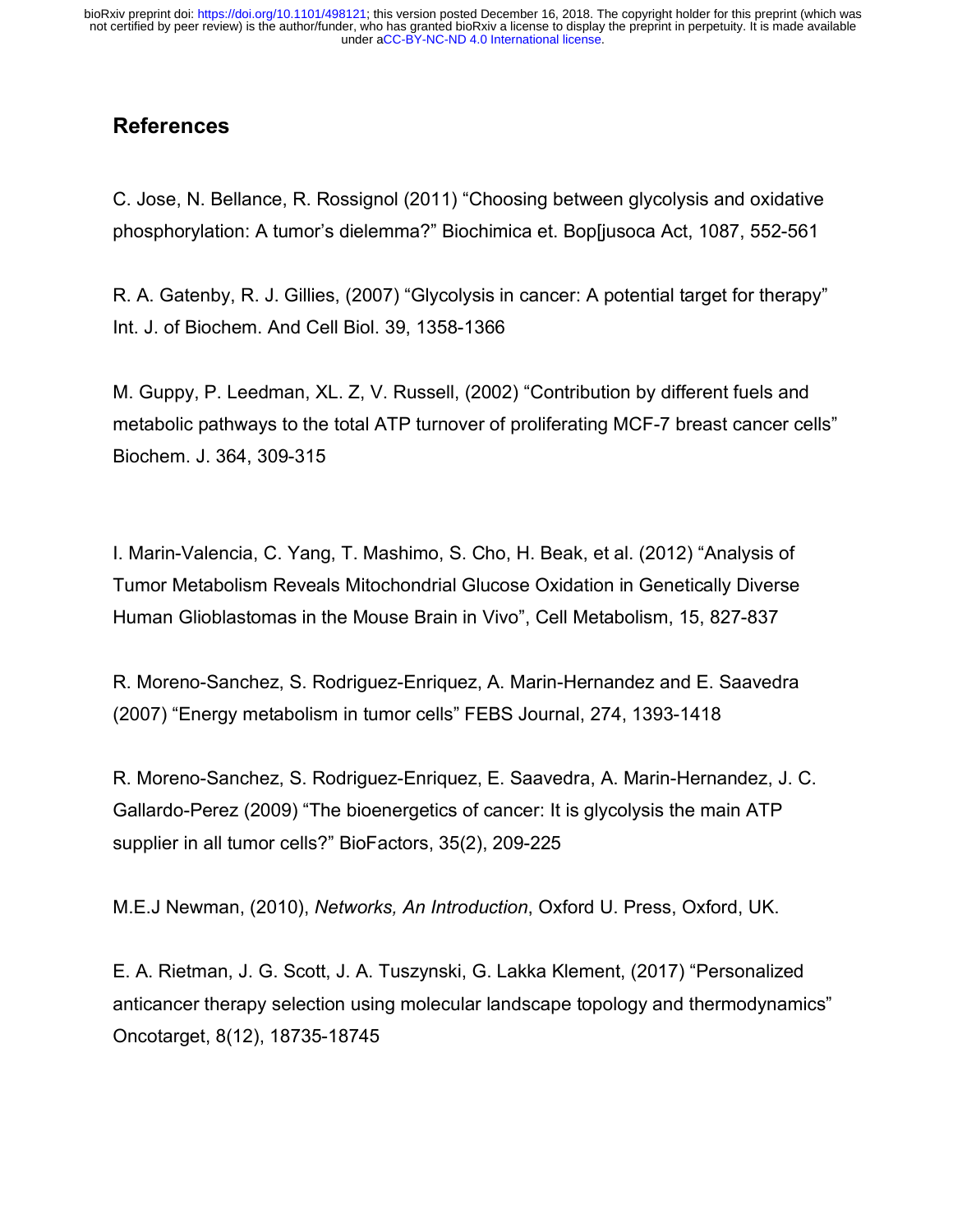## References

C. Jose, N. Bellance, R. Rossignol (2011) "Choosing between glycolysis and oxidative phosphorylation: A tumor's dielemma?" Biochimica et. Bop[jusoca Act, 1087, 552-561

R. A. Gatenby, R. J. Gillies, (2007) "Glycolysis in cancer: A potential target for therapy" Int. J. of Biochem. And Cell Biol. 39, 1358-1366

M. Guppy, P. Leedman, XL. Z, V. Russell, (2002) "Contribution by different fuels and metabolic pathways to the total ATP turnover of proliferating MCF-7 breast cancer cells" Biochem. J. 364, 309-315

I. Marin-Valencia, C. Yang, T. Mashimo, S. Cho, H. Beak, et al. (2012) "Analysis of Tumor Metabolism Reveals Mitochondrial Glucose Oxidation in Genetically Diverse Human Glioblastomas in the Mouse Brain in Vivo", Cell Metabolism, 15, 827-837

R. Moreno-Sanchez, S. Rodriguez-Enriquez, A. Marin-Hernandez and E. Saavedra (2007) "Energy metabolism in tumor cells" FEBS Journal, 274, 1393-1418

R. Moreno-Sanchez, S. Rodriguez-Enriquez, E. Saavedra, A. Marin-Hernandez, J. C. Gallardo-Perez (2009) "The bioenergetics of cancer: It is glycolysis the main ATP supplier in all tumor cells?" BioFactors, 35(2), 209-225

M.E.J Newman, (2010), *Networks, An Introduction*, Oxford U. Press, Oxford, UK.

E. A. Rietman, J. G. Scott, J. A. Tuszynski, G. Lakka Klement, (2017) "Personalized anticancer therapy selection using molecular landscape topology and thermodynamics" Oncotarget, 8(12), 18735-18745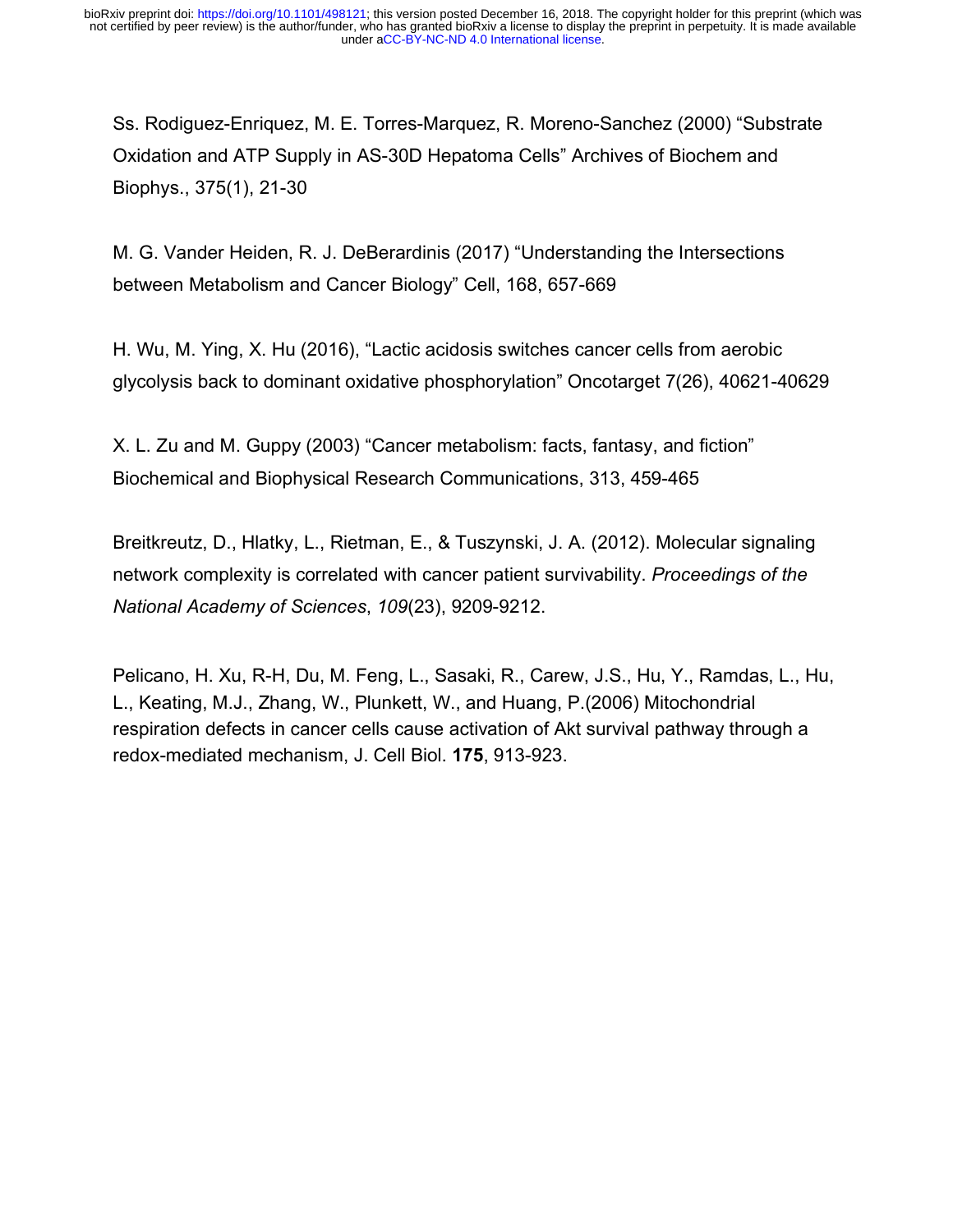Ss. Rodiguez-Enriquez, M. E. Torres-Marquez, R. Moreno-Sanchez (2000) “Substrate Oxidation and ATP Supply in AS-30D Hepatoma Cells” Archives of Biochem and Biophys., 375(1), 21-30

M. G. Vander Heiden, R. J. DeBerardinis (2017) “Understanding the Intersections between Metabolism and Cancer Biology” Cell, 168, 657-669

H. Wu, M. Ying, X. Hu (2016), “Lactic acidosis switches cancer cells from aerobic glycolysis back to dominant oxidative phosphorylation” Oncotarget 7(26), 40621-40629

X. L. Zu and M. Guppy (2003) “Cancer metabolism: facts, fantasy, and fiction” Biochemical and Biophysical Research Communications, 313, 459-465

Breitkreutz, D., Hlatky, L., Rietman, E., & Tuszynski, J. A. (2012). Molecular signaling network complexity is correlated with cancer patient survivability. *Proceedings of the National Academy of Sciences*, *109*(23), 9209-9212.

Pelicano, H. Xu, R-H, Du, M. Feng, L., Sasaki, R., Carew, J.S., Hu, Y., Ramdas, L., Hu, L., Keating, M.J., Zhang, W., Plunkett, W., and Huang, P.(2006) Mitochondrial respiration defects in cancer cells cause activation of Akt survival pathway through a redox-mediated mechanism, J. Cell Biol. **175**, 913-923.